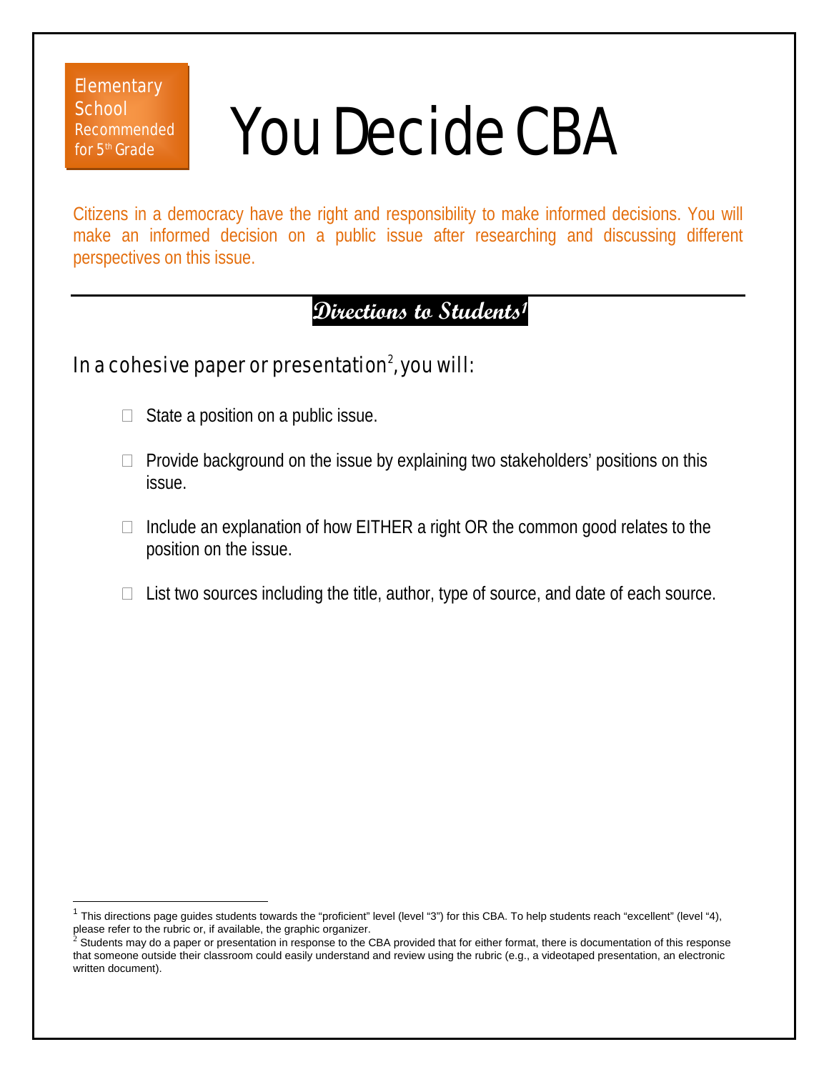Elementary School
Recommended for 5th Grade

# You Decide CBA

Citizens in a democracy have the right and responsibility to make informed decisions. You will make an informed decision on a public issue after researching and discussing different perspectives on this issue.

## Directions to Students[1]

In a cohesive paper or presentation[2], you will:

- ☐ State a position on a public issue.
- ☐ Provide background on the issue by explaining two stakeholders' positions on this issue.
- ☐ Include an explanation of how EITHER a right OR the common good relates to the position on the issue.
- ☐ List two sources including the title, author, type of source, and date of each source.

---

[1] This directions page guides students towards the "proficient" level (level "3") for this CBA. To help students reach "excellent" (level "4), please refer to the rubric or, if available, the graphic organizer.

[2] Students may do a paper or presentation in response to the CBA provided that for either format, there is documentation of this response that someone outside their classroom could easily understand and review using the rubric (e.g., a videotaped presentation, an electronic written document).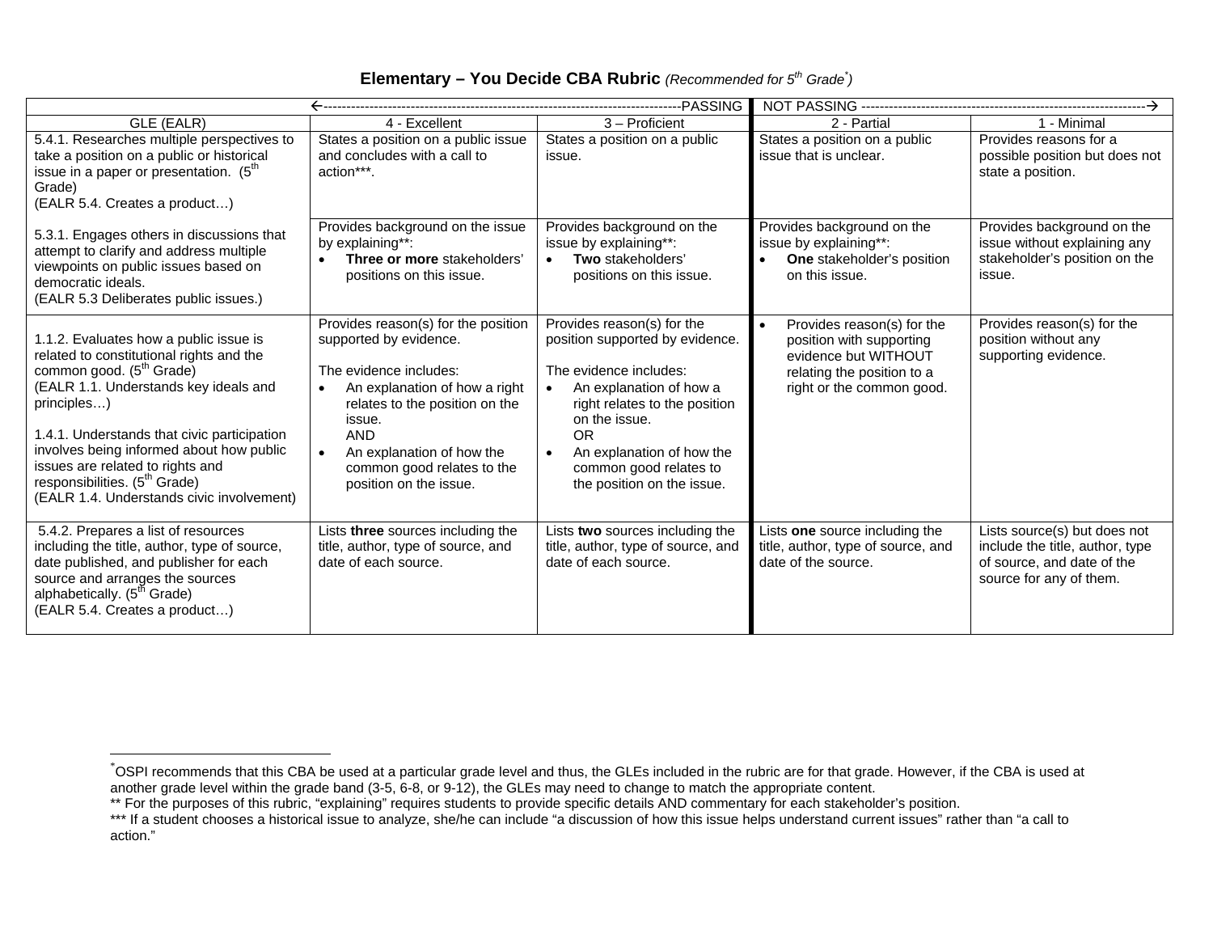# Elementary – You Decide CBA Rubric *(Recommended for 5th Grade[*])*

| ←-----PASSING | | | NOT PASSING -----→ | |
|---|---|---|---|---|
| GLE (EALR) | 4 - Excellent | 3 – Proficient | 2 - Partial | 1 - Minimal |
| 5.4.1. Researches multiple perspectives to take a position on a public or historical issue in a paper or presentation. (5th Grade)<br>(EALR 5.4. Creates a product…) | States a position on a public issue and concludes with a call to action***. | States a position on a public issue. | States a position on a public issue that is unclear. | Provides reasons for a possible position but does not state a position. |
| 5.3.1. Engages others in discussions that attempt to clarify and address multiple viewpoints on public issues based on democratic ideals.<br>(EALR 5.3 Deliberates public issues.) | Provides background on the issue by explaining**:<br>• **Three or more** stakeholders' positions on this issue. | Provides background on the issue by explaining**:<br>• **Two** stakeholders' positions on this issue. | Provides background on the issue by explaining**:<br>• **One** stakeholder's position on this issue. | Provides background on the issue without explaining any stakeholder's position on the issue. |
| 1.1.2. Evaluates how a public issue is related to constitutional rights and the common good. (5th Grade)<br>(EALR 1.1. Understands key ideals and principles…)<br><br>1.4.1. Understands that civic participation involves being informed about how public issues are related to rights and responsibilities. (5th Grade)<br>(EALR 1.4. Understands civic involvement) | Provides reason(s) for the position supported by evidence.<br><br>The evidence includes:<br>• An explanation of how a right relates to the position on the issue.<br>AND<br>• An explanation of how the common good relates to the position on the issue. | Provides reason(s) for the position supported by evidence.<br><br>The evidence includes:<br>• An explanation of how a right relates to the position on the issue.<br>OR<br>• An explanation of how the common good relates to the position on the issue. | • Provides reason(s) for the position with supporting evidence but WITHOUT relating the position to a right or the common good. | Provides reason(s) for the position without any supporting evidence. |
| 5.4.2. Prepares a list of resources including the title, author, type of source, date published, and publisher for each source and arranges the sources alphabetically. (5th Grade)<br>(EALR 5.4. Creates a product…) | Lists **three** sources including the title, author, type of source, and date of each source. | Lists **two** sources including the title, author, type of source, and date of each source. | Lists **one** source including the title, author, type of source, and date of the source. | Lists source(s) but does not include the title, author, type of source, and date of the source for any of them. |

[*] OSPI recommends that this CBA be used at a particular grade level and thus, the GLEs included in the rubric are for that grade. However, if the CBA is used at another grade level within the grade band (3-5, 6-8, or 9-12), the GLEs may need to change to match the appropriate content.

** For the purposes of this rubric, "explaining" requires students to provide specific details AND commentary for each stakeholder's position.

*** If a student chooses a historical issue to analyze, she/he can include "a discussion of how this issue helps understand current issues" rather than "a call to action."